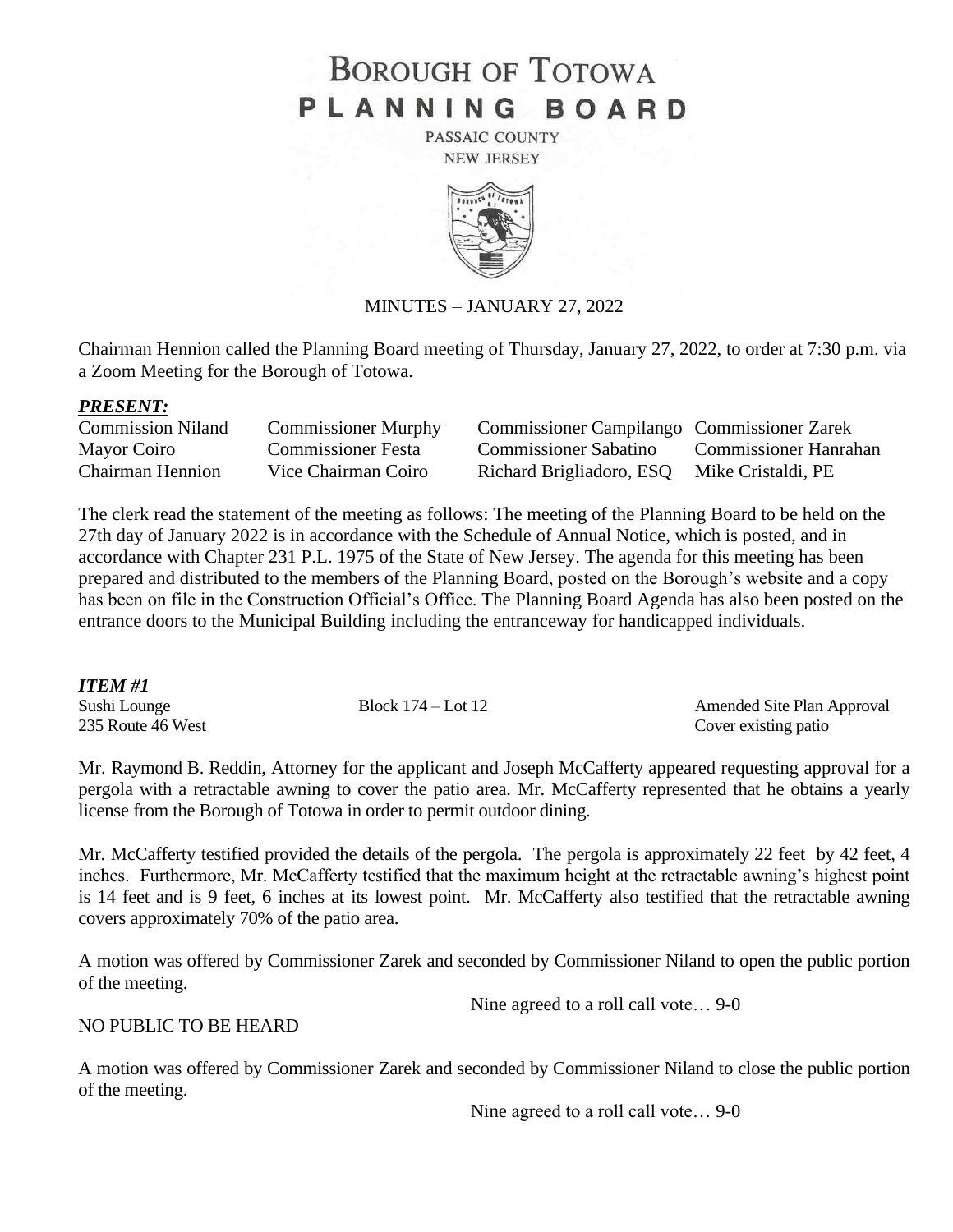# BOROUGH OF TOTOWA
# PLANNING BOARD

PASSAIC COUNTY
NEW JERSEY

MINUTES – JANUARY 27, 2022

Chairman Hennion called the Planning Board meeting of Thursday, January 27, 2022, to order at 7:30 p.m. via a Zoom Meeting for the Borough of Totowa.

### *PRESENT:*

| | | | |
|---|---|---|---|
| Commission Niland | Commissioner Murphy | Commissioner Campilango | Commissioner Zarek |
| Mayor Coiro | Commissioner Festa | Commissioner Sabatino | Commissioner Hanrahan |
| Chairman Hennion | Vice Chairman Coiro | Richard Brigliadoro, ESQ | Mike Cristaldi, PE |

The clerk read the statement of the meeting as follows: The meeting of the Planning Board to be held on the 27th day of January 2022 is in accordance with the Schedule of Annual Notice, which is posted, and in accordance with Chapter 231 P.L. 1975 of the State of New Jersey. The agenda for this meeting has been prepared and distributed to the members of the Planning Board, posted on the Borough's website and a copy has been on file in the Construction Official's Office. The Planning Board Agenda has also been posted on the entrance doors to the Municipal Building including the entranceway for handicapped individuals.

### *ITEM #1*

| | | |
|---|---|---|
| Sushi Lounge | Block 174 – Lot 12 | Amended Site Plan Approval |
| 235 Route 46 West | | Cover existing patio |

Mr. Raymond B. Reddin, Attorney for the applicant and Joseph McCafferty appeared requesting approval for a pergola with a retractable awning to cover the patio area. Mr. McCafferty represented that he obtains a yearly license from the Borough of Totowa in order to permit outdoor dining.

Mr. McCafferty testified provided the details of the pergola. The pergola is approximately 22 feet by 42 feet, 4 inches. Furthermore, Mr. McCafferty testified that the maximum height at the retractable awning's highest point is 14 feet and is 9 feet, 6 inches at its lowest point. Mr. McCafferty also testified that the retractable awning covers approximately 70% of the patio area.

A motion was offered by Commissioner Zarek and seconded by Commissioner Niland to open the public portion of the meeting.

Nine agreed to a roll call vote… 9-0

NO PUBLIC TO BE HEARD

A motion was offered by Commissioner Zarek and seconded by Commissioner Niland to close the public portion of the meeting.

Nine agreed to a roll call vote… 9-0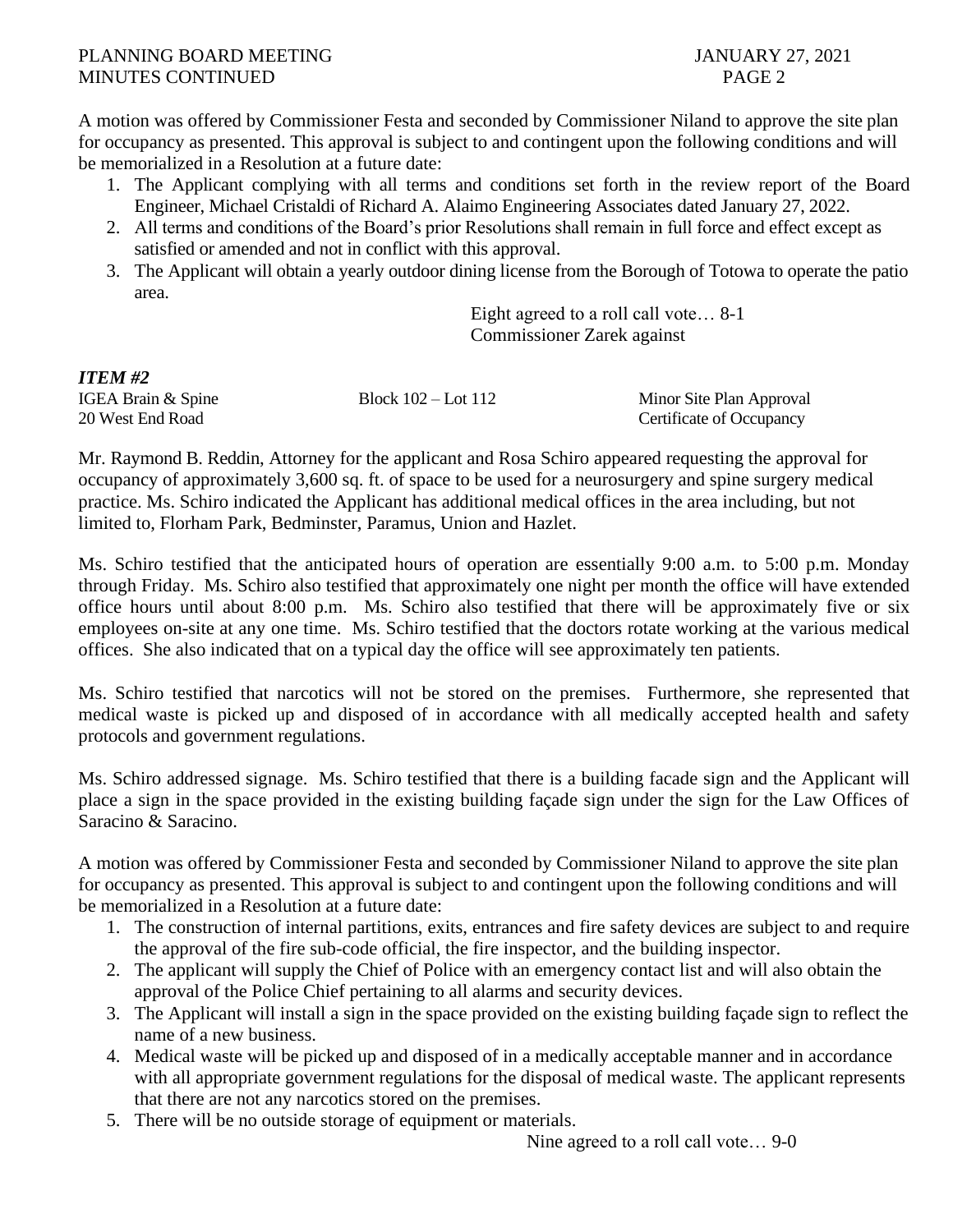A motion was offered by Commissioner Festa and seconded by Commissioner Niland to approve the site plan for occupancy as presented. This approval is subject to and contingent upon the following conditions and will be memorialized in a Resolution at a future date:

1. The Applicant complying with all terms and conditions set forth in the review report of the Board Engineer, Michael Cristaldi of Richard A. Alaimo Engineering Associates dated January 27, 2022.
2. All terms and conditions of the Board's prior Resolutions shall remain in full force and effect except as satisfied or amended and not in conflict with this approval.
3. The Applicant will obtain a yearly outdoor dining license from the Borough of Totowa to operate the patio area.

Eight agreed to a roll call vote… 8-1
Commissioner Zarek against

***ITEM #2***

| | | |
|---|---|---|
| IGEA Brain & Spine | Block 102 – Lot 112 | Minor Site Plan Approval |
| 20 West End Road | | Certificate of Occupancy |

Mr. Raymond B. Reddin, Attorney for the applicant and Rosa Schiro appeared requesting the approval for occupancy of approximately 3,600 sq. ft. of space to be used for a neurosurgery and spine surgery medical practice. Ms. Schiro indicated the Applicant has additional medical offices in the area including, but not limited to, Florham Park, Bedminster, Paramus, Union and Hazlet.

Ms. Schiro testified that the anticipated hours of operation are essentially 9:00 a.m. to 5:00 p.m. Monday through Friday. Ms. Schiro also testified that approximately one night per month the office will have extended office hours until about 8:00 p.m. Ms. Schiro also testified that there will be approximately five or six employees on-site at any one time. Ms. Schiro testified that the doctors rotate working at the various medical offices. She also indicated that on a typical day the office will see approximately ten patients.

Ms. Schiro testified that narcotics will not be stored on the premises. Furthermore, she represented that medical waste is picked up and disposed of in accordance with all medically accepted health and safety protocols and government regulations.

Ms. Schiro addressed signage. Ms. Schiro testified that there is a building facade sign and the Applicant will place a sign in the space provided in the existing building façade sign under the sign for the Law Offices of Saracino & Saracino.

A motion was offered by Commissioner Festa and seconded by Commissioner Niland to approve the site plan for occupancy as presented. This approval is subject to and contingent upon the following conditions and will be memorialized in a Resolution at a future date:

1. The construction of internal partitions, exits, entrances and fire safety devices are subject to and require the approval of the fire sub-code official, the fire inspector, and the building inspector.
2. The applicant will supply the Chief of Police with an emergency contact list and will also obtain the approval of the Police Chief pertaining to all alarms and security devices.
3. The Applicant will install a sign in the space provided on the existing building façade sign to reflect the name of a new business.
4. Medical waste will be picked up and disposed of in a medically acceptable manner and in accordance with all appropriate government regulations for the disposal of medical waste. The applicant represents that there are not any narcotics stored on the premises.
5. There will be no outside storage of equipment or materials.

Nine agreed to a roll call vote… 9-0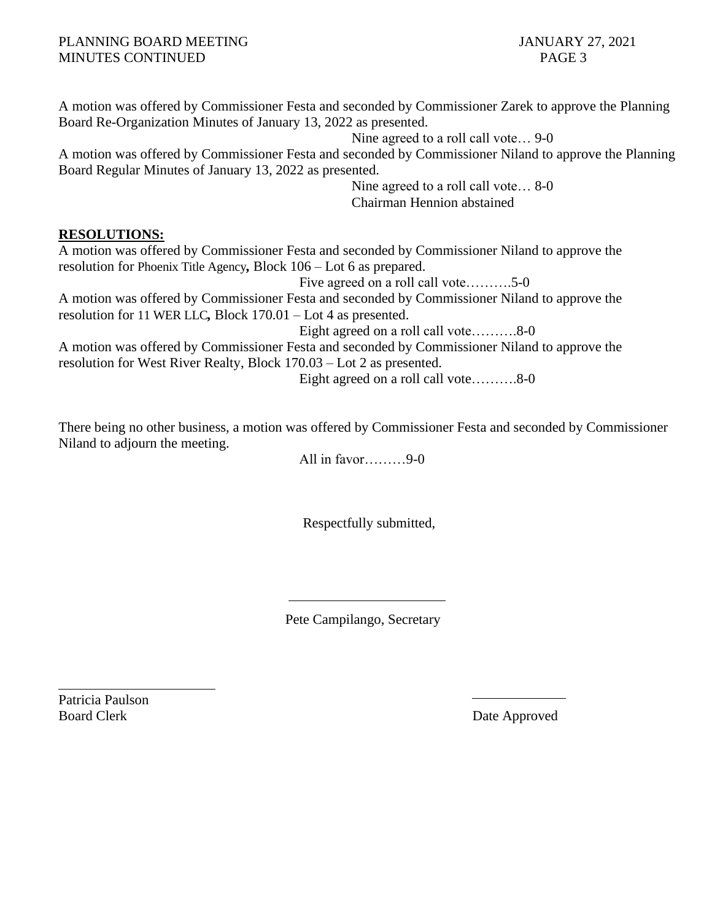A motion was offered by Commissioner Festa and seconded by Commissioner Zarek to approve the Planning Board Re-Organization Minutes of January 13, 2022 as presented.

Nine agreed to a roll call vote… 9-0

A motion was offered by Commissioner Festa and seconded by Commissioner Niland to approve the Planning Board Regular Minutes of January 13, 2022 as presented.

Nine agreed to a roll call vote… 8-0
Chairman Hennion abstained

**RESOLUTIONS:**

A motion was offered by Commissioner Festa and seconded by Commissioner Niland to approve the resolution for Phoenix Title Agency**,** Block 106 – Lot 6 as prepared.

Five agreed on a roll call vote……….5-0

A motion was offered by Commissioner Festa and seconded by Commissioner Niland to approve the resolution for 11 WER LLC*,* Block 170.01 – Lot 4 as presented.

Eight agreed on a roll call vote……….8-0

A motion was offered by Commissioner Festa and seconded by Commissioner Niland to approve the resolution for West River Realty, Block 170.03 – Lot 2 as presented.

Eight agreed on a roll call vote……….8-0

There being no other business, a motion was offered by Commissioner Festa and seconded by Commissioner Niland to adjourn the meeting.

All in favor………9-0

Respectfully submitted,

\_\_\_\_\_\_\_\_\_\_\_\_\_\_\_\_\_\_\_\_\_\_\_\_

Pete Campilango, Secretary

\_\_\_\_\_\_\_\_\_\_\_\_\_\_\_\_\_\_\_\_\_\_\_\_

Patricia Paulson
Board Clerk

\_\_\_\_\_\_\_\_\_\_\_\_\_\_

Date Approved